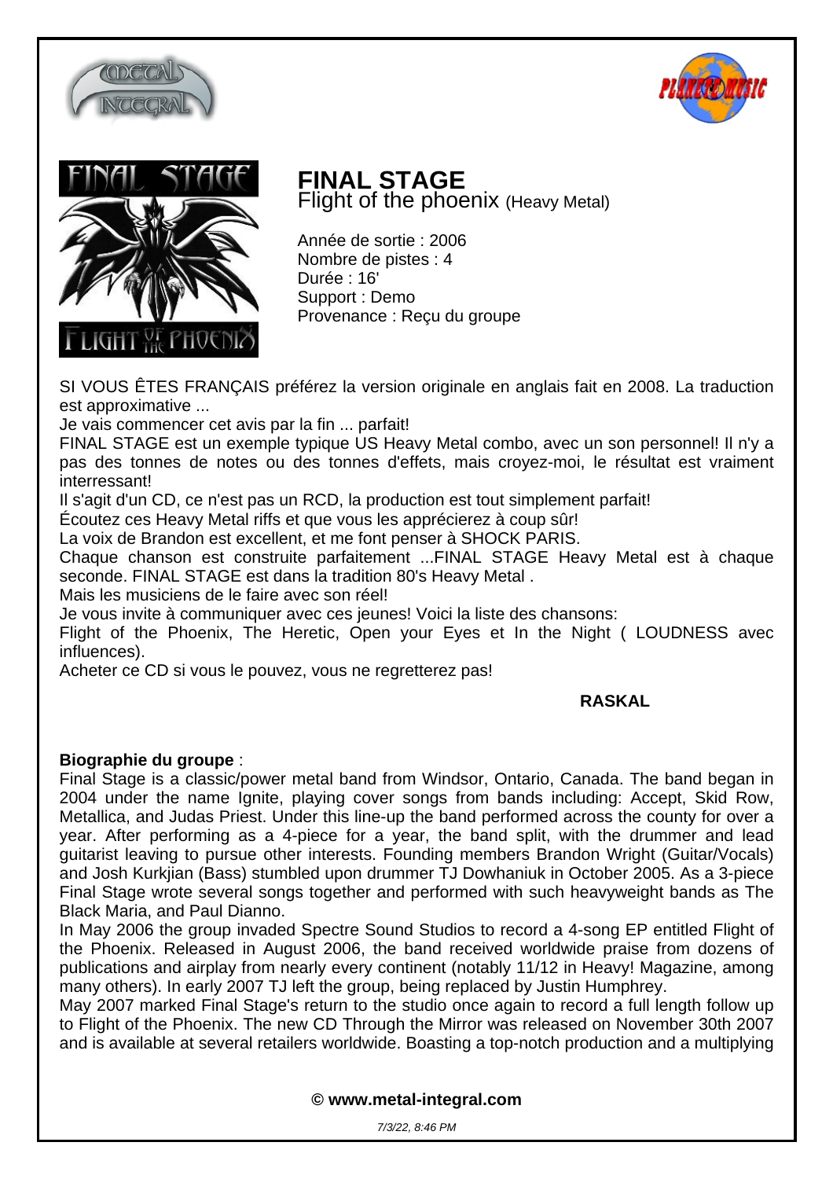# FINAL STAGE

Flight of the phoenix (Heavy Metal)

Année de sortie : 2006
Nombre de pistes : 4
Durée : 16'
Support : Demo
Provenance : Reçu du groupe

SI VOUS ÊTES FRANÇAIS préférez la version originale en anglais fait en 2008. La traduction est approximative ...
Je vais commencer cet avis par la fin ... parfait!
FINAL STAGE est un exemple typique US Heavy Metal combo, avec un son personnel! Il n'y a pas des tonnes de notes ou des tonnes d'effets, mais croyez-moi, le résultat est vraiment interressant!
Il s'agit d'un CD, ce n'est pas un RCD, la production est tout simplement parfait!
Écoutez ces Heavy Metal riffs et que vous les apprécierez à coup sûr!
La voix de Brandon est excellent, et me font penser à SHOCK PARIS.
Chaque chanson est construite parfaitement ...FINAL STAGE Heavy Metal est à chaque seconde. FINAL STAGE est dans la tradition 80's Heavy Metal .
Mais les musiciens de le faire avec son réel!
Je vous invite à communiquer avec ces jeunes! Voici la liste des chansons:
Flight of the Phoenix, The Heretic, Open your Eyes et In the Night ( LOUDNESS avec influences).
Acheter ce CD si vous le pouvez, vous ne regretterez pas!

**RASKAL**

**Biographie du groupe** :
Final Stage is a classic/power metal band from Windsor, Ontario, Canada. The band began in 2004 under the name Ignite, playing cover songs from bands including: Accept, Skid Row, Metallica, and Judas Priest. Under this line-up the band performed across the county for over a year. After performing as a 4-piece for a year, the band split, with the drummer and lead guitarist leaving to pursue other interests. Founding members Brandon Wright (Guitar/Vocals) and Josh Kurkjian (Bass) stumbled upon drummer TJ Dowhaniuk in October 2005. As a 3-piece Final Stage wrote several songs together and performed with such heavyweight bands as The Black Maria, and Paul Dianno.
In May 2006 the group invaded Spectre Sound Studios to record a 4-song EP entitled Flight of the Phoenix. Released in August 2006, the band received worldwide praise from dozens of publications and airplay from nearly every continent (notably 11/12 in Heavy! Magazine, among many others). In early 2007 TJ left the group, being replaced by Justin Humphrey.
May 2007 marked Final Stage's return to the studio once again to record a full length follow up to Flight of the Phoenix. The new CD Through the Mirror was released on November 30th 2007 and is available at several retailers worldwide. Boasting a top-notch production and a multiplying